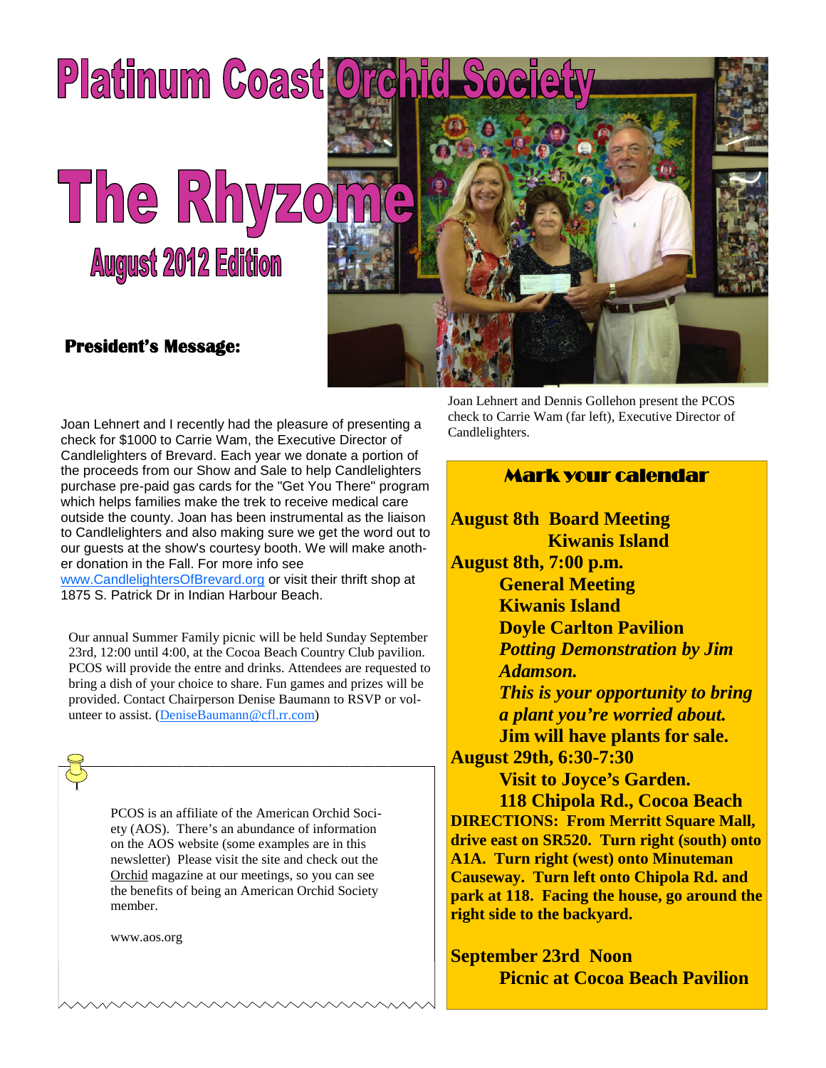# Platinum Coast Orchid Society

# The Rhyzome

## August 2012 Edition

### President's Message:

Joan Lehnert and Dennis Gollehon present the PCOS check to Carrie Wam (far left), Executive Director of Candlelighters.

Joan Lehnert and I recently had the pleasure of presenting a check for $1000 to Carrie Wam, the Executive Director of Candlelighters of Brevard. Each year we donate a portion of the proceeds from our Show and Sale to help Candlelighters purchase pre-paid gas cards for the "Get You There" program which helps families make the trek to receive medical care outside the county. Joan has been instrumental as the liaison to Candlelighters and also making sure we get the word out to our guests at the show's courtesy booth. We will make another donation in the Fall. For more info see www.CandlelightersOfBrevard.org or visit their thrift shop at 1875 S. Patrick Dr in Indian Harbour Beach.

Our annual Summer Family picnic will be held Sunday September 23rd, 12:00 until 4:00, at the Cocoa Beach Country Club pavilion. PCOS will provide the entre and drinks. Attendees are requested to bring a dish of your choice to share. Fun games and prizes will be provided. Contact Chairperson Denise Baumann to RSVP or volunteer to assist. (DeniseBaumann@cfl.rr.com)

PCOS is an affiliate of the American Orchid Society (AOS). There's an abundance of information on the AOS website (some examples are in this newsletter) Please visit the site and check out the Orchid magazine at our meetings, so you can see the benefits of being an American Orchid Society member.

www.aos.org

## Mark your calendar

**August 8th Board Meeting**
**Kiwanis Island**

**August 8th, 7:00 p.m.**
**General Meeting**
**Kiwanis Island**
**Doyle Carlton Pavilion**
***Potting Demonstration by Jim Adamson.***
***This is your opportunity to bring a plant you're worried about.***
**Jim will have plants for sale.**

**August 29th, 6:30-7:30**
**Visit to Joyce's Garden.**
**118 Chipola Rd., Cocoa Beach**

**DIRECTIONS: From Merritt Square Mall, drive east on SR520. Turn right (south) onto A1A. Turn right (west) onto Minuteman Causeway. Turn left onto Chipola Rd. and park at 118. Facing the house, go around the right side to the backyard.**

**September 23rd Noon**
**Picnic at Cocoa Beach Pavilion**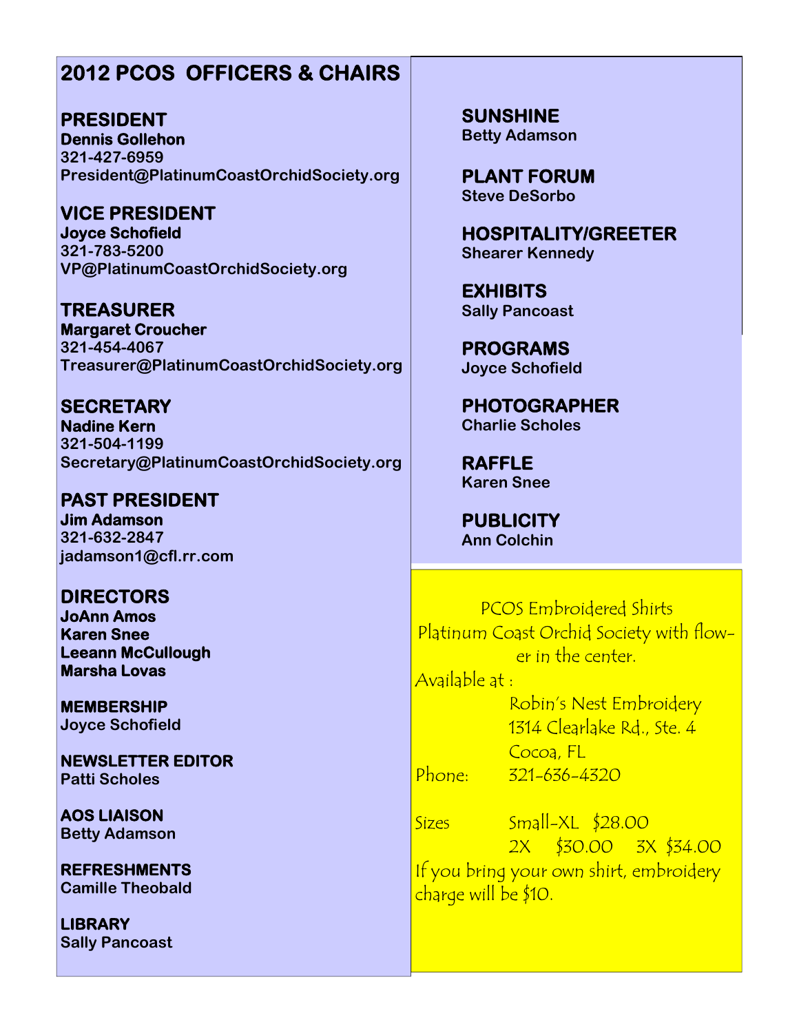## 2012 PCOS OFFICERS & CHAIRS

**PRESIDENT**
**Dennis Gollehon**
**321-427-6959**
**President@PlatinumCoastOrchidSociety.org**

**VICE PRESIDENT**
**Joyce Schofield**
**321-783-5200**
**VP@PlatinumCoastOrchidSociety.org**

**TREASURER**
**Margaret Croucher**
**321-454-4067**
**Treasurer@PlatinumCoastOrchidSociety.org**

**SECRETARY**
**Nadine Kern**
**321-504-1199**
**Secretary@PlatinumCoastOrchidSociety.org**

**PAST PRESIDENT**
**Jim Adamson**
**321-632-2847**
**jadamson1@cfl.rr.com**

**DIRECTORS**
**JoAnn Amos**
**Karen Snee**
**Leeann McCullough**
**Marsha Lovas**

**MEMBERSHIP**
**Joyce Schofield**

**NEWSLETTER EDITOR**
**Patti Scholes**

**AOS LIAISON**
**Betty Adamson**

**REFRESHMENTS**
**Camille Theobald**

**LIBRARY**
**Sally Pancoast**

**SUNSHINE**
**Betty Adamson**

**PLANT FORUM**
**Steve DeSorbo**

**HOSPITALITY/GREETER**
**Shearer Kennedy**

**EXHIBITS**
**Sally Pancoast**

**PROGRAMS**
**Joyce Schofield**

**PHOTOGRAPHER**
**Charlie Scholes**

**RAFFLE**
**Karen Snee**

**PUBLICITY**
**Ann Colchin**

---

PCOS Embroidered Shirts
Platinum Coast Orchid Society with flower in the center.

Available at :
Robin's Nest Embroidery
1314 Clearlake Rd., Ste. 4
Cocoa, FL
Phone: 321-636-4320

Sizes Small-XL $28.00
2X $30.00 3X $34.00

If you bring your own shirt, embroidery charge will be $10.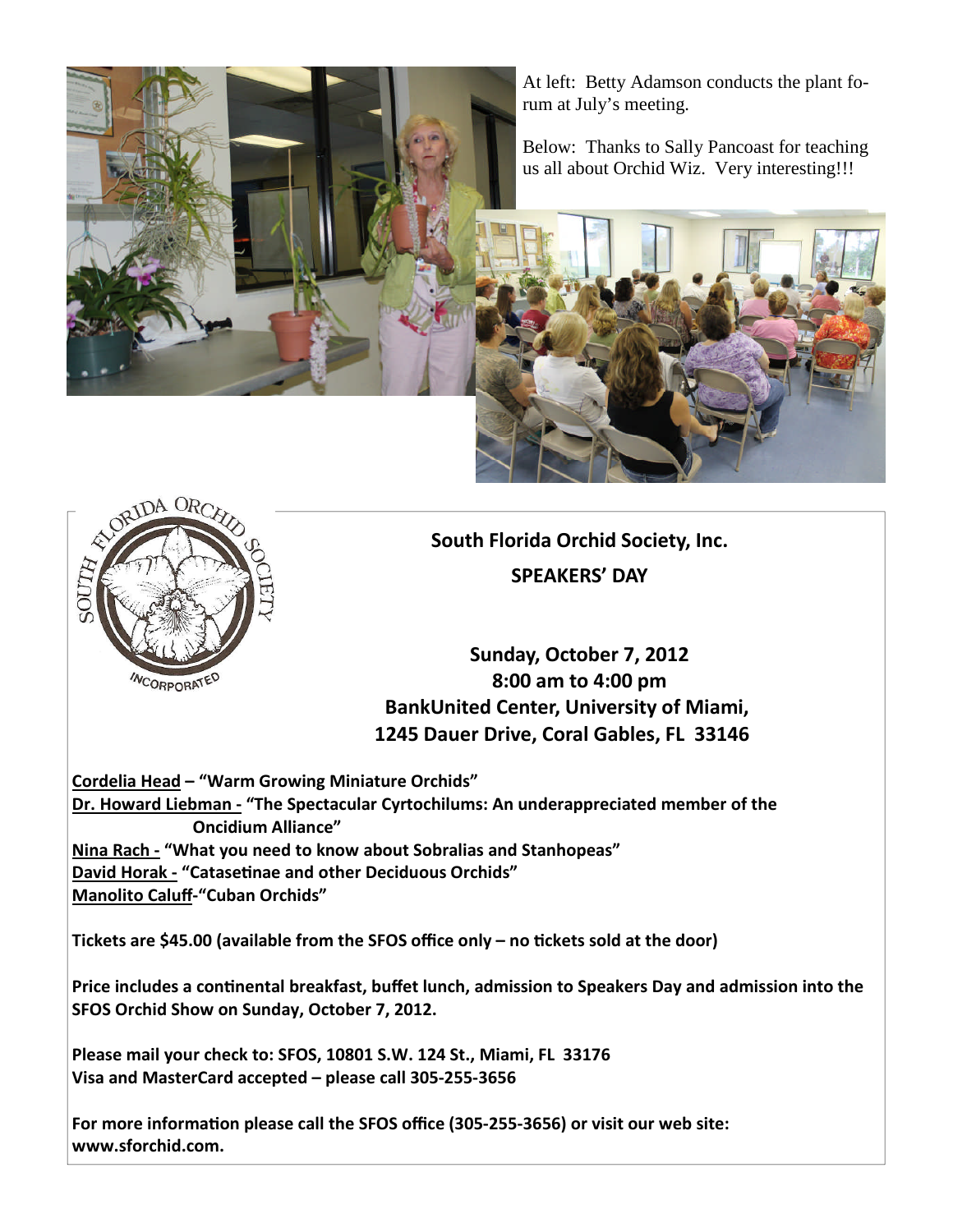At left: Betty Adamson conducts the plant forum at July's meeting.

Below: Thanks to Sally Pancoast for teaching us all about Orchid Wiz. Very interesting!!!

**South Florida Orchid Society, Inc.**

**SPEAKERS' DAY**

**Sunday, October 7, 2012**
**8:00 am to 4:00 pm**
**BankUnited Center, University of Miami,**
**1245 Dauer Drive, Coral Gables, FL 33146**

**Cordelia Head – "Warm Growing Miniature Orchids"**
**Dr. Howard Liebman - "The Spectacular Cyrtochilums: An underappreciated member of the Oncidium Alliance"**
**Nina Rach - "What you need to know about Sobralias and Stanhopeas"**
**David Horak - "Catasetinae and other Deciduous Orchids"**
**Manolito Caluff-"Cuban Orchids"**

**Tickets are $45.00 (available from the SFOS office only – no tickets sold at the door)**

**Price includes a continental breakfast, buffet lunch, admission to Speakers Day and admission into the SFOS Orchid Show on Sunday, October 7, 2012.**

**Please mail your check to: SFOS, 10801 S.W. 124 St., Miami, FL 33176**
**Visa and MasterCard accepted – please call 305-255-3656**

**For more information please call the SFOS office (305-255-3656) or visit our web site: www.sforchid.com.**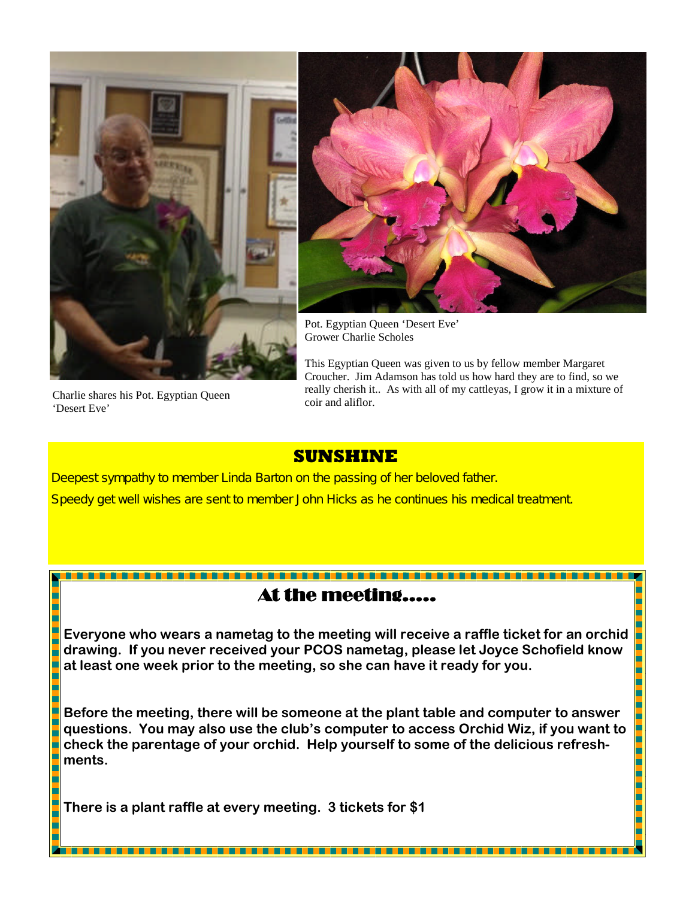Charlie shares his Pot. Egyptian Queen 'Desert Eve'

Pot. Egyptian Queen 'Desert Eve'
Grower Charlie Scholes

This Egyptian Queen was given to us by fellow member Margaret Croucher. Jim Adamson has told us how hard they are to find, so we really cherish it.. As with all of my cattleyas, I grow it in a mixture of coir and aliflor.

## SUNSHINE

Deepest sympathy to member Linda Barton on the passing of her beloved father.

Speedy get well wishes are sent to member John Hicks as he continues his medical treatment.

## At the meeting.....

**Everyone who wears a nametag to the meeting will receive a raffle ticket for an orchid drawing. If you never received your PCOS nametag, please let Joyce Schofield know at least one week prior to the meeting, so she can have it ready for you.**

**Before the meeting, there will be someone at the plant table and computer to answer questions. You may also use the club's computer to access Orchid Wiz, if you want to check the parentage of your orchid. Help yourself to some of the delicious refreshments.**

**There is a plant raffle at every meeting. 3 tickets for $1**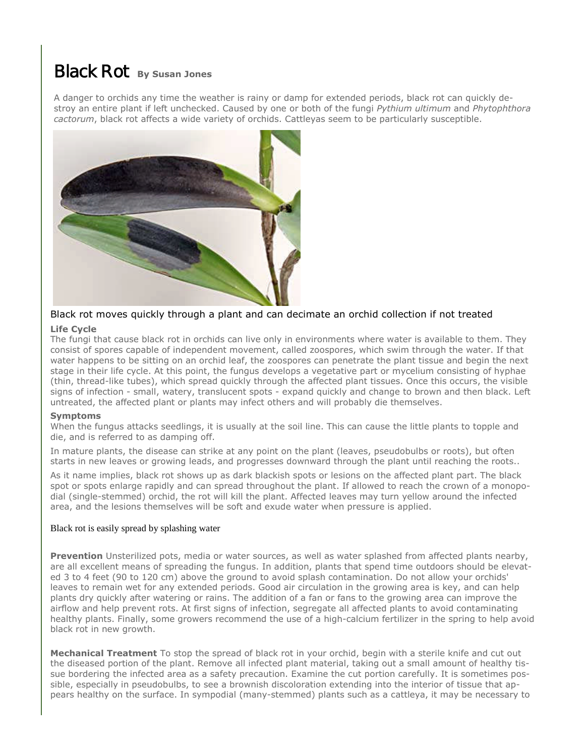# Black Rot

**By Susan Jones**

A danger to orchids any time the weather is rainy or damp for extended periods, black rot can quickly destroy an entire plant if left unchecked. Caused by one or both of the fungi *Pythium ultimum* and *Phytophthora cactorum*, black rot affects a wide variety of orchids. Cattleyas seem to be particularly susceptible.

Black rot moves quickly through a plant and can decimate an orchid collection if not treated

**Life Cycle**

The fungi that cause black rot in orchids can live only in environments where water is available to them. They consist of spores capable of independent movement, called zoospores, which swim through the water. If that water happens to be sitting on an orchid leaf, the zoospores can penetrate the plant tissue and begin the next stage in their life cycle. At this point, the fungus develops a vegetative part or mycelium consisting of hyphae (thin, thread-like tubes), which spread quickly through the affected plant tissues. Once this occurs, the visible signs of infection - small, watery, translucent spots - expand quickly and change to brown and then black. Left untreated, the affected plant or plants may infect others and will probably die themselves.

**Symptoms**

When the fungus attacks seedlings, it is usually at the soil line. This can cause the little plants to topple and die, and is referred to as damping off.

In mature plants, the disease can strike at any point on the plant (leaves, pseudobulbs or roots), but often starts in new leaves or growing leads, and progresses downward through the plant until reaching the roots..

As it name implies, black rot shows up as dark blackish spots or lesions on the affected plant part. The black spot or spots enlarge rapidly and can spread throughout the plant. If allowed to reach the crown of a monopodial (single-stemmed) orchid, the rot will kill the plant. Affected leaves may turn yellow around the infected area, and the lesions themselves will be soft and exude water when pressure is applied.

Black rot is easily spread by splashing water

**Prevention** Unsterilized pots, media or water sources, as well as water splashed from affected plants nearby, are all excellent means of spreading the fungus. In addition, plants that spend time outdoors should be elevated 3 to 4 feet (90 to 120 cm) above the ground to avoid splash contamination. Do not allow your orchids' leaves to remain wet for any extended periods. Good air circulation in the growing area is key, and can help plants dry quickly after watering or rains. The addition of a fan or fans to the growing area can improve the airflow and help prevent rots. At first signs of infection, segregate all affected plants to avoid contaminating healthy plants. Finally, some growers recommend the use of a high-calcium fertilizer in the spring to help avoid black rot in new growth.

**Mechanical Treatment** To stop the spread of black rot in your orchid, begin with a sterile knife and cut out the diseased portion of the plant. Remove all infected plant material, taking out a small amount of healthy tissue bordering the infected area as a safety precaution. Examine the cut portion carefully. It is sometimes possible, especially in pseudobulbs, to see a brownish discoloration extending into the interior of tissue that appears healthy on the surface. In sympodial (many-stemmed) plants such as a cattleya, it may be necessary to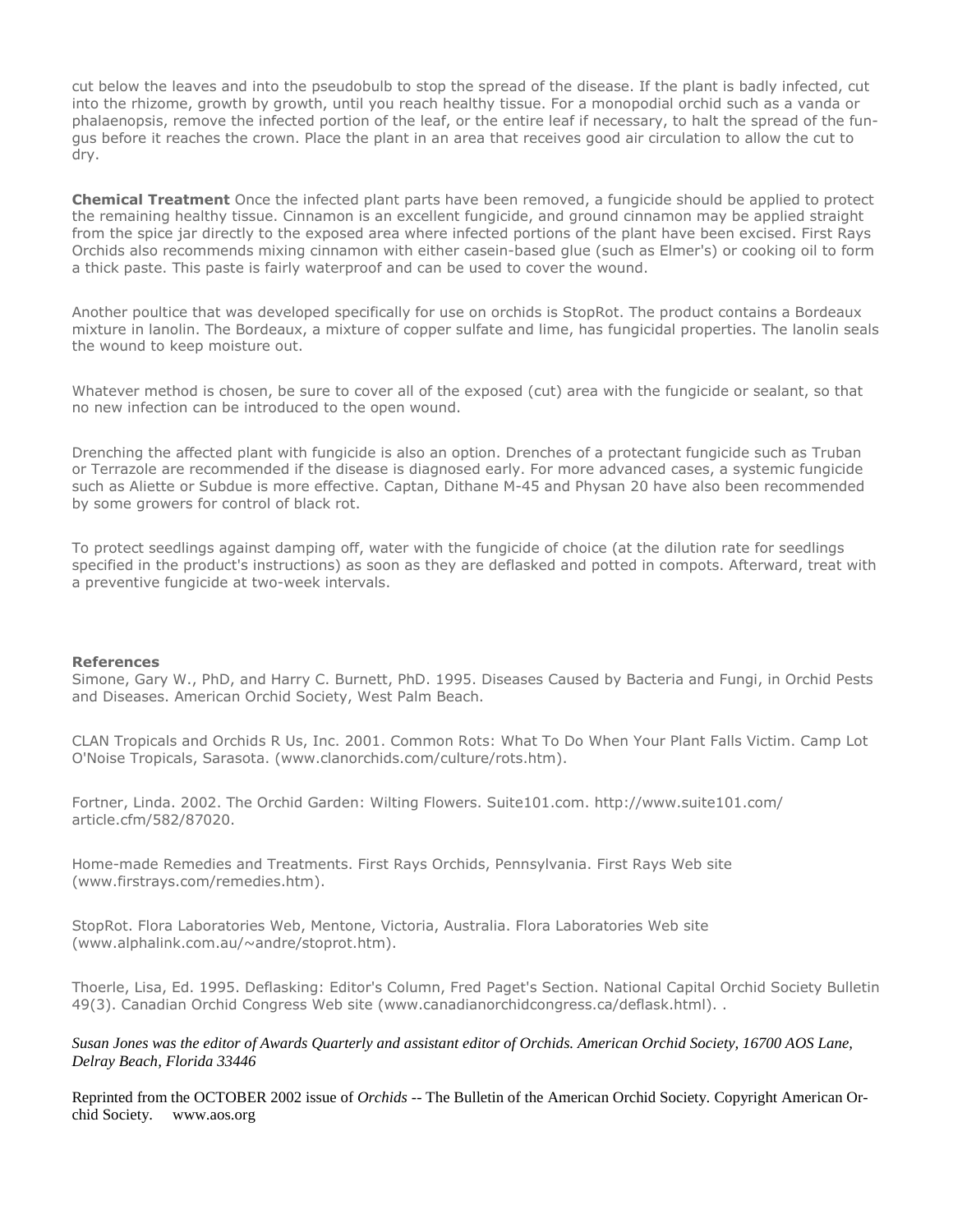cut below the leaves and into the pseudobulb to stop the spread of the disease. If the plant is badly infected, cut into the rhizome, growth by growth, until you reach healthy tissue. For a monopodial orchid such as a vanda or phalaenopsis, remove the infected portion of the leaf, or the entire leaf if necessary, to halt the spread of the fungus before it reaches the crown. Place the plant in an area that receives good air circulation to allow the cut to dry.

**Chemical Treatment** Once the infected plant parts have been removed, a fungicide should be applied to protect the remaining healthy tissue. Cinnamon is an excellent fungicide, and ground cinnamon may be applied straight from the spice jar directly to the exposed area where infected portions of the plant have been excised. First Rays Orchids also recommends mixing cinnamon with either casein-based glue (such as Elmer's) or cooking oil to form a thick paste. This paste is fairly waterproof and can be used to cover the wound.

Another poultice that was developed specifically for use on orchids is StopRot. The product contains a Bordeaux mixture in lanolin. The Bordeaux, a mixture of copper sulfate and lime, has fungicidal properties. The lanolin seals the wound to keep moisture out.

Whatever method is chosen, be sure to cover all of the exposed (cut) area with the fungicide or sealant, so that no new infection can be introduced to the open wound.

Drenching the affected plant with fungicide is also an option. Drenches of a protectant fungicide such as Truban or Terrazole are recommended if the disease is diagnosed early. For more advanced cases, a systemic fungicide such as Aliette or Subdue is more effective. Captan, Dithane M-45 and Physan 20 have also been recommended by some growers for control of black rot.

To protect seedlings against damping off, water with the fungicide of choice (at the dilution rate for seedlings specified in the product's instructions) as soon as they are deflasked and potted in compots. Afterward, treat with a preventive fungicide at two-week intervals.

**References**

Simone, Gary W., PhD, and Harry C. Burnett, PhD. 1995. Diseases Caused by Bacteria and Fungi, in Orchid Pests and Diseases. American Orchid Society, West Palm Beach.

CLAN Tropicals and Orchids R Us, Inc. 2001. Common Rots: What To Do When Your Plant Falls Victim. Camp Lot O'Noise Tropicals, Sarasota. (www.clanorchids.com/culture/rots.htm).

Fortner, Linda. 2002. The Orchid Garden: Wilting Flowers. Suite101.com. http://www.suite101.com/article.cfm/582/87020.

Home-made Remedies and Treatments. First Rays Orchids, Pennsylvania. First Rays Web site (www.firstrays.com/remedies.htm).

StopRot. Flora Laboratories Web, Mentone, Victoria, Australia. Flora Laboratories Web site (www.alphalink.com.au/~andre/stoprot.htm).

Thoerle, Lisa, Ed. 1995. Deflasking: Editor's Column, Fred Paget's Section. National Capital Orchid Society Bulletin 49(3). Canadian Orchid Congress Web site (www.canadianorchidcongress.ca/deflask.html). .

*Susan Jones was the editor of Awards Quarterly and assistant editor of Orchids. American Orchid Society, 16700 AOS Lane, Delray Beach, Florida 33446*

Reprinted from the OCTOBER 2002 issue of *Orchids* -- The Bulletin of the American Orchid Society. Copyright American Orchid Society. www.aos.org